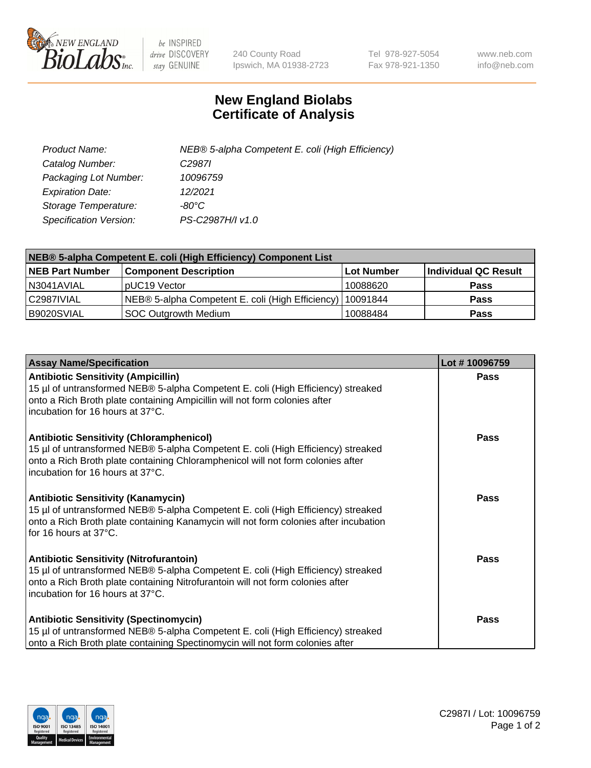# New England Biolabs
# Certificate of Analysis

| | |
|---|---|
| *Product Name:* | *NEB® 5-alpha Competent E. coli (High Efficiency)* |
| *Catalog Number:* | *C2987I* |
| *Packaging Lot Number:* | *10096759* |
| *Expiration Date:* | *12/2021* |
| *Storage Temperature:* | *-80°C* |
| *Specification Version:* | *PS-C2987H/I v1.0* |

| NEB® 5-alpha Competent E. coli (High Efficiency) Component List | | | |
|---|---|---|---|
| **NEB Part Number** | **Component Description** | **Lot Number** | **Individual QC Result** |
| N3041AVIAL | pUC19 Vector | 10088620 | **Pass** |
| C2987IVIAL | NEB® 5-alpha Competent E. coli (High Efficiency) | 10091844 | **Pass** |
| B9020SVIAL | SOC Outgrowth Medium | 10088484 | **Pass** |

| Assay Name/Specification | Lot # 10096759 |
|---|---|
| **Antibiotic Sensitivity (Ampicillin)**<br>15 µl of untransformed NEB® 5-alpha Competent E. coli (High Efficiency) streaked onto a Rich Broth plate containing Ampicillin will not form colonies after incubation for 16 hours at 37°C. | **Pass** |
| **Antibiotic Sensitivity (Chloramphenicol)**<br>15 µl of untransformed NEB® 5-alpha Competent E. coli (High Efficiency) streaked onto a Rich Broth plate containing Chloramphenicol will not form colonies after incubation for 16 hours at 37°C. | **Pass** |
| **Antibiotic Sensitivity (Kanamycin)**<br>15 µl of untransformed NEB® 5-alpha Competent E. coli (High Efficiency) streaked onto a Rich Broth plate containing Kanamycin will not form colonies after incubation for 16 hours at 37°C. | **Pass** |
| **Antibiotic Sensitivity (Nitrofurantoin)**<br>15 µl of untransformed NEB® 5-alpha Competent E. coli (High Efficiency) streaked onto a Rich Broth plate containing Nitrofurantoin will not form colonies after incubation for 16 hours at 37°C. | **Pass** |
| **Antibiotic Sensitivity (Spectinomycin)**<br>15 µl of untransformed NEB® 5-alpha Competent E. coli (High Efficiency) streaked onto a Rich Broth plate containing Spectinomycin will not form colonies after | **Pass** |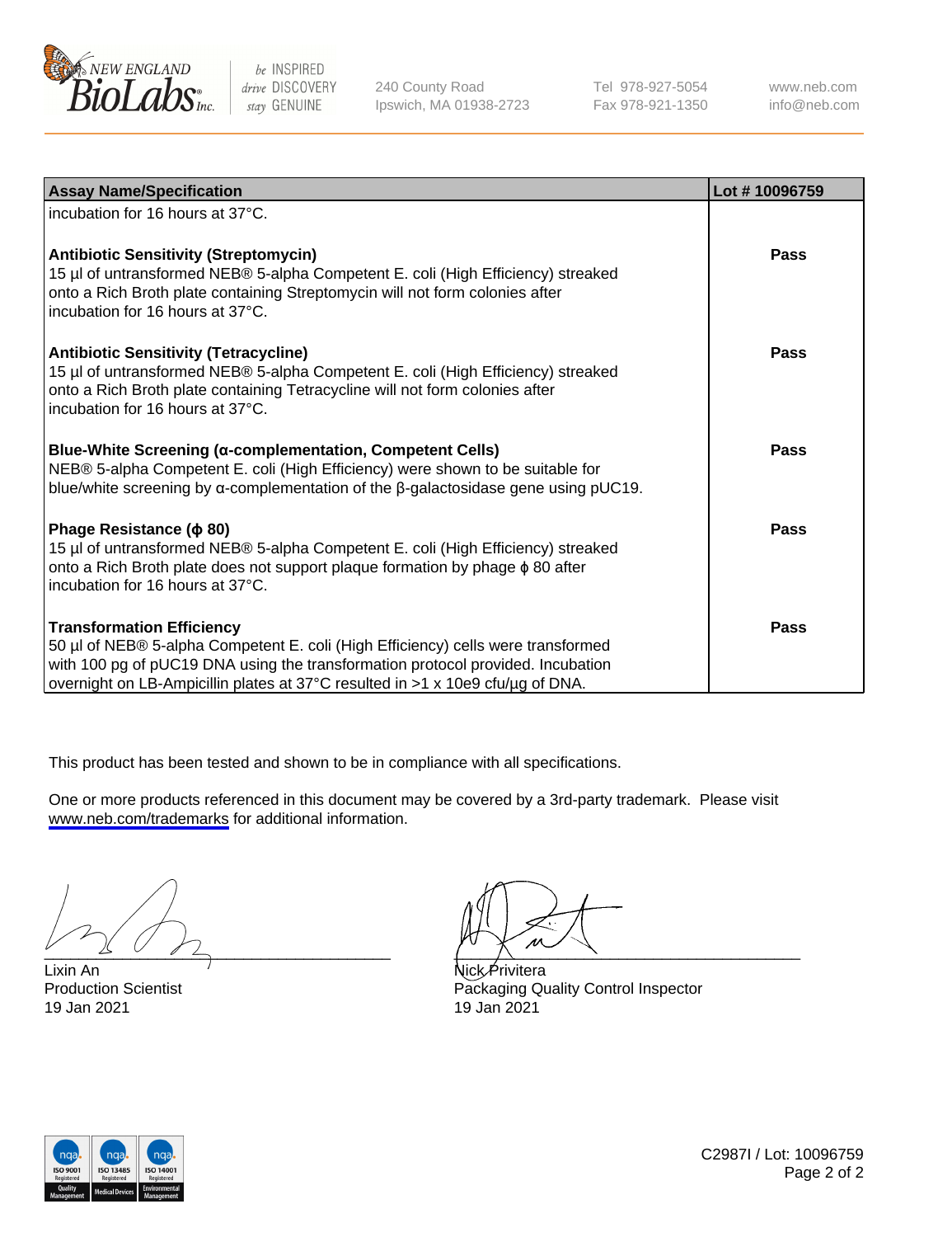| Assay Name/Specification | Lot # 10096759 |
| --- | --- |
| incubation for 16 hours at 37°C. | |
| **Antibiotic Sensitivity (Streptomycin)**<br>15 µl of untransformed NEB® 5-alpha Competent E. coli (High Efficiency) streaked onto a Rich Broth plate containing Streptomycin will not form colonies after incubation for 16 hours at 37°C. | **Pass** |
| **Antibiotic Sensitivity (Tetracycline)**<br>15 µl of untransformed NEB® 5-alpha Competent E. coli (High Efficiency) streaked onto a Rich Broth plate containing Tetracycline will not form colonies after incubation for 16 hours at 37°C. | **Pass** |
| **Blue-White Screening (α-complementation, Competent Cells)**<br>NEB® 5-alpha Competent E. coli (High Efficiency) were shown to be suitable for blue/white screening by α-complementation of the β-galactosidase gene using pUC19. | **Pass** |
| **Phage Resistance (ϕ 80)**<br>15 µl of untransformed NEB® 5-alpha Competent E. coli (High Efficiency) streaked onto a Rich Broth plate does not support plaque formation by phage ϕ 80 after incubation for 16 hours at 37°C. | **Pass** |
| **Transformation Efficiency**<br>50 µl of NEB® 5-alpha Competent E. coli (High Efficiency) cells were transformed with 100 pg of pUC19 DNA using the transformation protocol provided. Incubation overnight on LB-Ampicillin plates at 37°C resulted in >1 x 10e9 cfu/µg of DNA. | **Pass** |

This product has been tested and shown to be in compliance with all specifications.

One or more products referenced in this document may be covered by a 3rd-party trademark. Please visit www.neb.com/trademarks for additional information.

Lixin An
Production Scientist
19 Jan 2021

Nick Privitera
Packaging Quality Control Inspector
19 Jan 2021

C2987I / Lot: 10096759